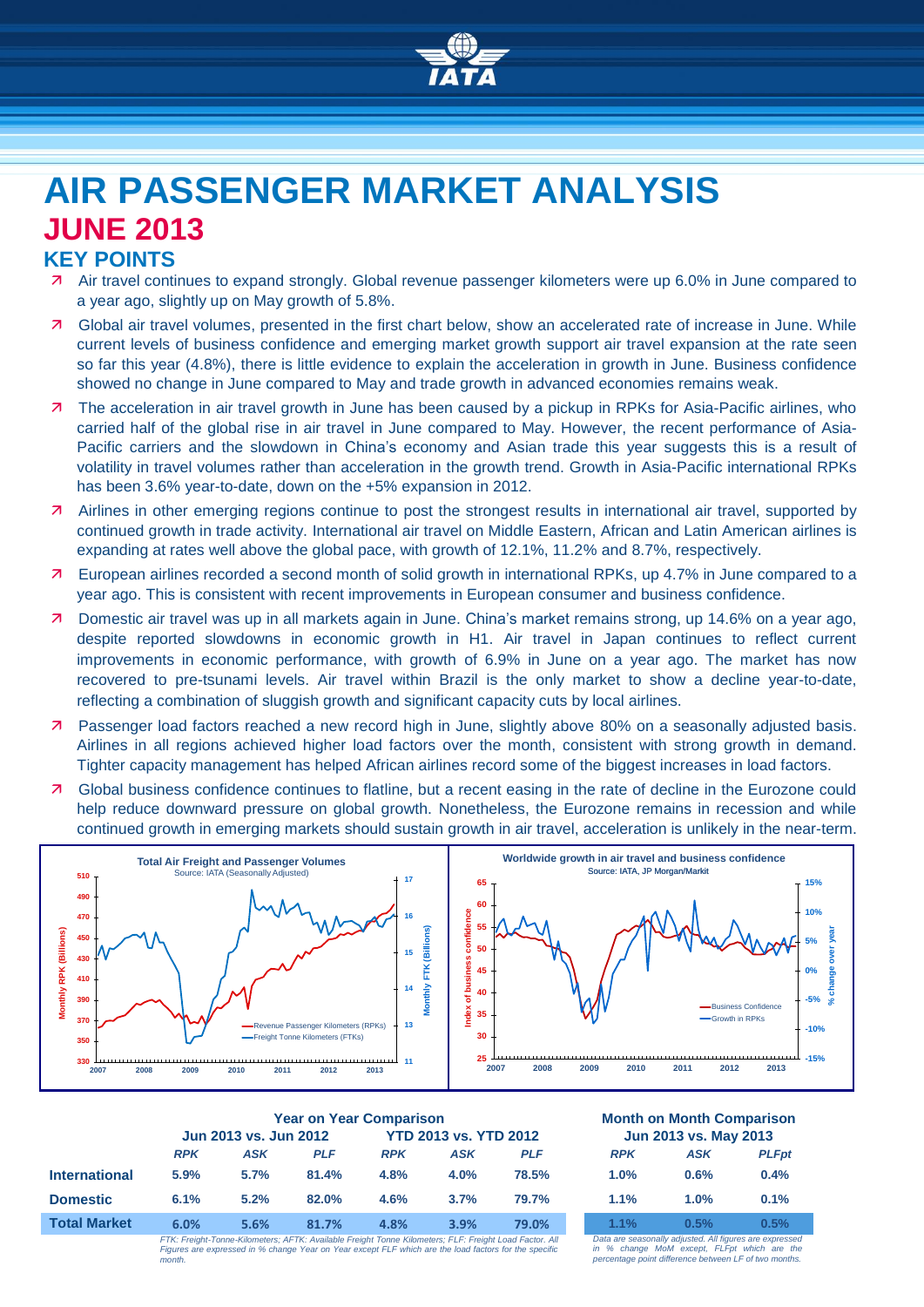# AIR PASSENGER MARKET ANALYSIS

## JUNE 2013

### KEY POINTS

- Air travel continues to expand strongly. Global revenue passenger kilometers were up 6.0% in June compared to a year ago, slightly up on May growth of 5.8%.
- Global air travel volumes, presented in the first chart below, show an accelerated rate of increase in June. While current levels of business confidence and emerging market growth support air travel expansion at the rate seen so far this year (4.8%), there is little evidence to explain the acceleration in growth in June. Business confidence showed no change in June compared to May and trade growth in advanced economies remains weak.
- The acceleration in air travel growth in June has been caused by a pickup in RPKs for Asia-Pacific airlines, who carried half of the global rise in air travel in June compared to May. However, the recent performance of Asia-Pacific carriers and the slowdown in China's economy and Asian trade this year suggests this is a result of volatility in travel volumes rather than acceleration in the growth trend. Growth in Asia-Pacific international RPKs has been 3.6% year-to-date, down on the +5% expansion in 2012.
- Airlines in other emerging regions continue to post the strongest results in international air travel, supported by continued growth in trade activity. International air travel on Middle Eastern, African and Latin American airlines is expanding at rates well above the global pace, with growth of 12.1%, 11.2% and 8.7%, respectively.
- European airlines recorded a second month of solid growth in international RPKs, up 4.7% in June compared to a year ago. This is consistent with recent improvements in European consumer and business confidence.
- Domestic air travel was up in all markets again in June. China's market remains strong, up 14.6% on a year ago, despite reported slowdowns in economic growth in H1. Air travel in Japan continues to reflect current improvements in economic performance, with growth of 6.9% in June on a year ago. The market has now recovered to pre-tsunami levels. Air travel within Brazil is the only market to show a decline year-to-date, reflecting a combination of sluggish growth and significant capacity cuts by local airlines.
- Passenger load factors reached a new record high in June, slightly above 80% on a seasonally adjusted basis. Airlines in all regions achieved higher load factors over the month, consistent with strong growth in demand. Tighter capacity management has helped African airlines record some of the biggest increases in load factors.
- Global business confidence continues to flatline, but a recent easing in the rate of decline in the Eurozone could help reduce downward pressure on global growth. Nonetheless, the Eurozone remains in recession and while continued growth in emerging markets should sustain growth in air travel, acceleration is unlikely in the near-term.

**Total Air Freight and Passenger Volumes**
Source: IATA (Seasonally Adjusted)

**Worldwide growth in air travel and business confidence**
Source: IATA, JP Morgan/Markit

| | Year on Year Comparison | | | | | | Month on Month Comparison | | |
|---|---|---|---|---|---|---|---|---|---|
| | Jun 2013 vs. Jun 2012 | | | YTD 2013 vs. YTD 2012 | | | Jun 2013 vs. May 2013 | | |
| | *RPK* | *ASK* | *PLF* | *RPK* | *ASK* | *PLF* | *RPK* | *ASK* | *PLFpt* |
| **International** | 5.9% | 5.7% | 81.4% | 4.8% | 4.0% | 78.5% | 1.0% | 0.6% | 0.4% |
| **Domestic** | 6.1% | 5.2% | 82.0% | 4.6% | 3.7% | 79.7% | 1.1% | 1.0% | 0.1% |
| **Total Market** | 6.0% | 5.6% | 81.7% | 4.8% | 3.9% | 79.0% | 1.1% | 0.5% | 0.5% |

*FTK: Freight-Tonne-Kilometers; AFTK: Available Freight Tonne Kilometers; FLF: Freight Load Factor. All Figures are expressed in % change Year on Year except FLF which are the load factors for the specific month.*

*Data are seasonally adjusted. All figures are expressed in % change MoM except, FLFpt which are the percentage point difference between LF of two months.*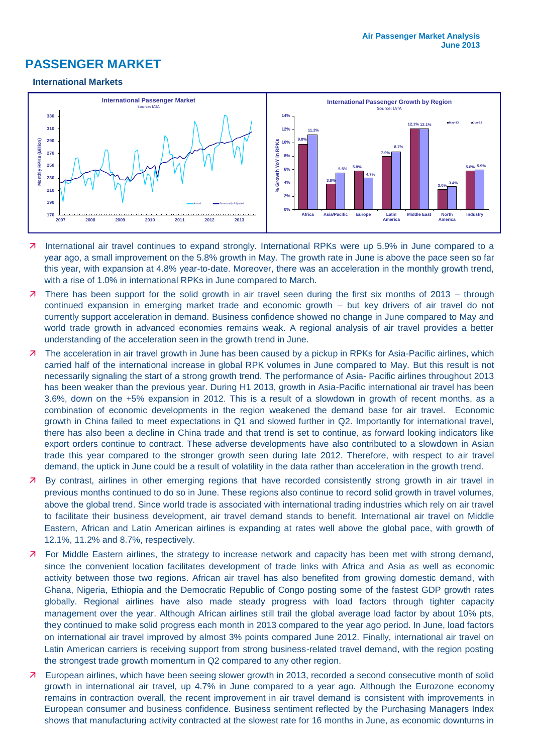# PASSENGER MARKET

### International Markets

- International air travel continues to expand strongly. International RPKs were up 5.9% in June compared to a year ago, a small improvement on the 5.8% growth in May. The growth rate in June is above the pace seen so far this year, with expansion at 4.8% year-to-date. Moreover, there was an acceleration in the monthly growth trend, with a rise of 1.0% in international RPKs in June compared to March.
- There has been support for the solid growth in air travel seen during the first six months of 2013 – through continued expansion in emerging market trade and economic growth – but key drivers of air travel do not currently support acceleration in demand. Business confidence showed no change in June compared to May and world trade growth in advanced economies remains weak. A regional analysis of air travel provides a better understanding of the acceleration seen in the growth trend in June.
- The acceleration in air travel growth in June has been caused by a pickup in RPKs for Asia-Pacific airlines, which carried half of the international increase in global RPK volumes in June compared to May. But this result is not necessarily signaling the start of a strong growth trend. The performance of Asia- Pacific airlines throughout 2013 has been weaker than the previous year. During H1 2013, growth in Asia-Pacific international air travel has been 3.6%, down on the +5% expansion in 2012. This is a result of a slowdown in growth of recent months, as a combination of economic developments in the region weakened the demand base for air travel. Economic growth in China failed to meet expectations in Q1 and slowed further in Q2. Importantly for international travel, there has also been a decline in China trade and that trend is set to continue, as forward looking indicators like export orders continue to contract. These adverse developments have also contributed to a slowdown in Asian trade this year compared to the stronger growth seen during late 2012. Therefore, with respect to air travel demand, the uptick in June could be a result of volatility in the data rather than acceleration in the growth trend.
- By contrast, airlines in other emerging regions that have recorded consistently strong growth in air travel in previous months continued to do so in June. These regions also continue to record solid growth in travel volumes, above the global trend. Since world trade is associated with international trading industries which rely on air travel to facilitate their business development, air travel demand stands to benefit. International air travel on Middle Eastern, African and Latin American airlines is expanding at rates well above the global pace, with growth of 12.1%, 11.2% and 8.7%, respectively.
- For Middle Eastern airlines, the strategy to increase network and capacity has been met with strong demand, since the convenient location facilitates development of trade links with Africa and Asia as well as economic activity between those two regions. African air travel has also benefited from growing domestic demand, with Ghana, Nigeria, Ethiopia and the Democratic Republic of Congo posting some of the fastest GDP growth rates globally. Regional airlines have also made steady progress with load factors through tighter capacity management over the year. Although African airlines still trail the global average load factor by about 10% pts, they continued to make solid progress each month in 2013 compared to the year ago period. In June, load factors on international air travel improved by almost 3% points compared June 2012. Finally, international air travel on Latin American carriers is receiving support from strong business-related travel demand, with the region posting the strongest trade growth momentum in Q2 compared to any other region.
- European airlines, which have been seeing slower growth in 2013, recorded a second consecutive month of solid growth in international air travel, up 4.7% in June compared to a year ago. Although the Eurozone economy remains in contraction overall, the recent improvement in air travel demand is consistent with improvements in European consumer and business confidence. Business sentiment reflected by the Purchasing Managers Index shows that manufacturing activity contracted at the slowest rate for 16 months in June, as economic downturns in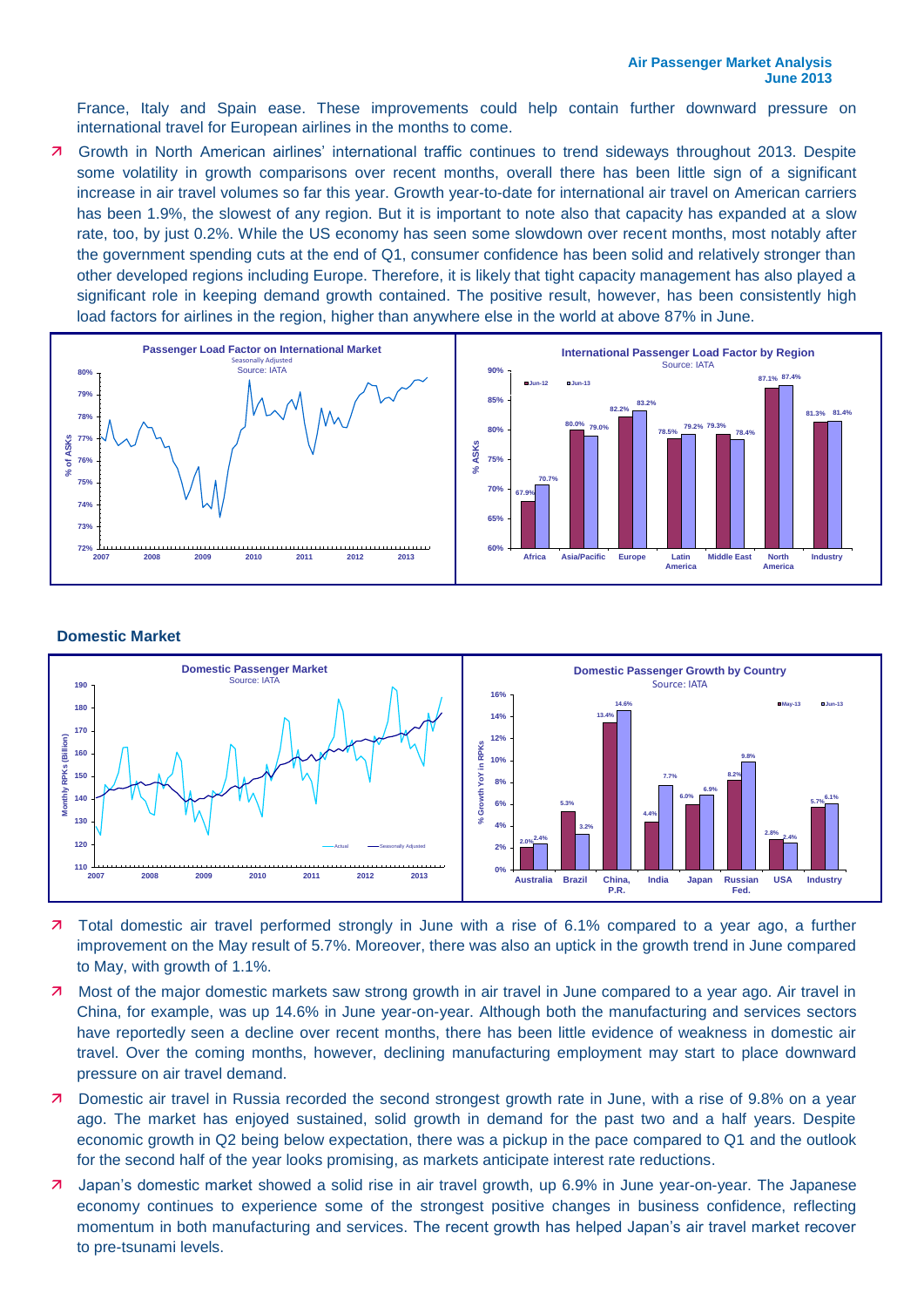France, Italy and Spain ease. These improvements could help contain further downward pressure on international travel for European airlines in the months to come.

- Growth in North American airlines' international traffic continues to trend sideways throughout 2013. Despite some volatility in growth comparisons over recent months, overall there has been little sign of a significant increase in air travel volumes so far this year. Growth year-to-date for international air travel on American carriers has been 1.9%, the slowest of any region. But it is important to note also that capacity has expanded at a slow rate, too, by just 0.2%. While the US economy has seen some slowdown over recent months, most notably after the government spending cuts at the end of Q1, consumer confidence has been solid and relatively stronger than other developed regions including Europe. Therefore, it is likely that tight capacity management has also played a significant role in keeping demand growth contained. The positive result, however, has been consistently high load factors for airlines in the region, higher than anywhere else in the world at above 87% in June.

**Passenger Load Factor on International Market**
Seasonally Adjusted
Source: IATA

**International Passenger Load Factor by Region**
Source: IATA

| Region | Jun-12 | Jun-13 |
| --- | --- | --- |
| Africa | 67.9% | 70.7% |
| Asia/Pacific | 80.0% | 79.0% |
| Europe | 82.2% | 83.2% |
| Latin America | 78.5% | 79.2% |
| Middle East | 79.3% | 78.4% |
| North America | 87.1% | 87.4% |
| Industry | 81.3% | 81.4% |

## Domestic Market

**Domestic Passenger Market**
Source: IATA

**Domestic Passenger Growth by Country**
Source: IATA

| Country | May-13 | Jun-13 |
| --- | --- | --- |
| Australia | 2.0% | 2.4% |
| Brazil | 5.3% | 3.2% |
| China, P.R. | 13.4% | 14.6% |
| India | 4.4% | 7.7% |
| Japan | 6.0% | 6.9% |
| Russian Fed. | 8.2% | 9.8% |
| USA | 2.8% | 2.4% |
| Industry | 5.7% | 6.1% |

- Total domestic air travel performed strongly in June with a rise of 6.1% compared to a year ago, a further improvement on the May result of 5.7%. Moreover, there was also an uptick in the growth trend in June compared to May, with growth of 1.1%.
- Most of the major domestic markets saw strong growth in air travel in June compared to a year ago. Air travel in China, for example, was up 14.6% in June year-on-year. Although both the manufacturing and services sectors have reportedly seen a decline over recent months, there has been little evidence of weakness in domestic air travel. Over the coming months, however, declining manufacturing employment may start to place downward pressure on air travel demand.
- Domestic air travel in Russia recorded the second strongest growth rate in June, with a rise of 9.8% on a year ago. The market has enjoyed sustained, solid growth in demand for the past two and a half years. Despite economic growth in Q2 being below expectation, there was a pickup in the pace compared to Q1 and the outlook for the second half of the year looks promising, as markets anticipate interest rate reductions.
- Japan's domestic market showed a solid rise in air travel growth, up 6.9% in June year-on-year. The Japanese economy continues to experience some of the strongest positive changes in business confidence, reflecting momentum in both manufacturing and services. The recent growth has helped Japan's air travel market recover to pre-tsunami levels.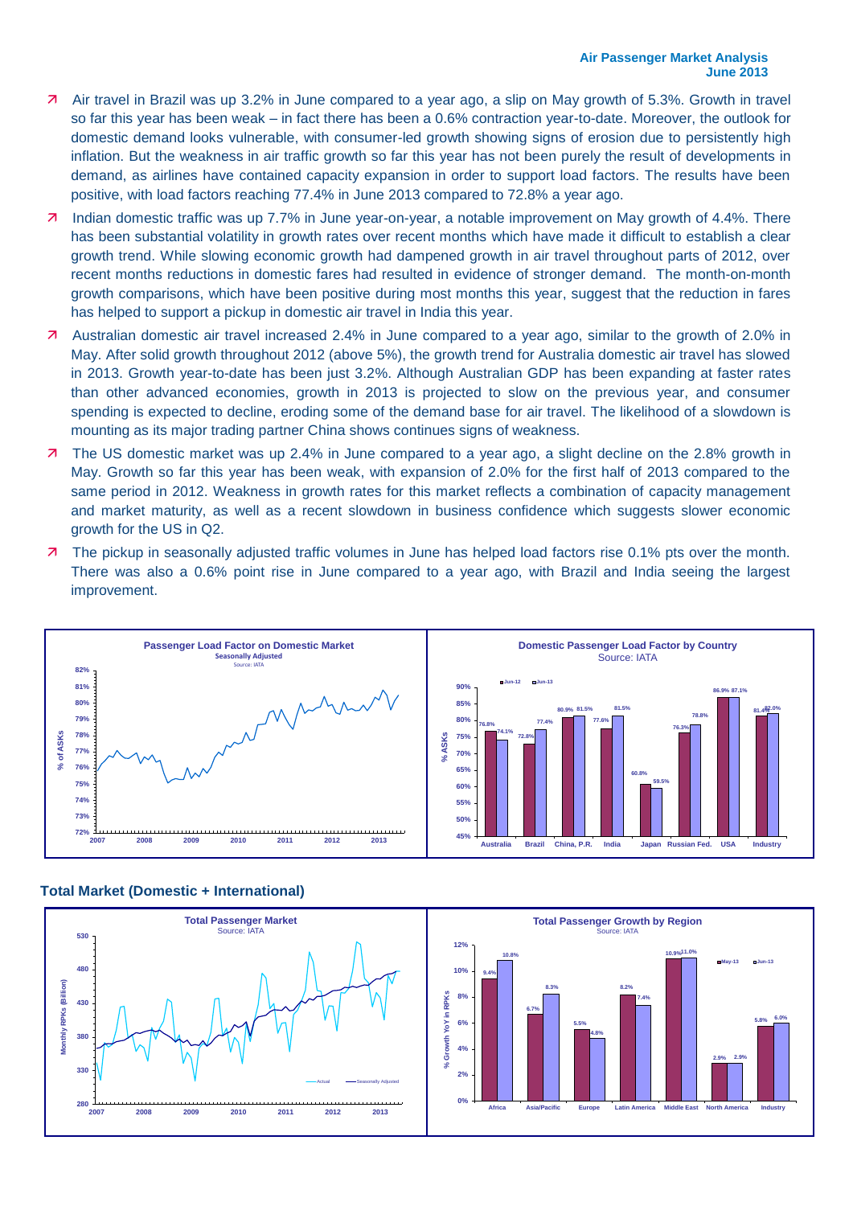- Air travel in Brazil was up 3.2% in June compared to a year ago, a slip on May growth of 5.3%. Growth in travel so far this year has been weak – in fact there has been a 0.6% contraction year-to-date. Moreover, the outlook for domestic demand looks vulnerable, with consumer-led growth showing signs of erosion due to persistently high inflation. But the weakness in air traffic growth so far this year has not been purely the result of developments in demand, as airlines have contained capacity expansion in order to support load factors. The results have been positive, with load factors reaching 77.4% in June 2013 compared to 72.8% a year ago.
- Indian domestic traffic was up 7.7% in June year-on-year, a notable improvement on May growth of 4.4%. There has been substantial volatility in growth rates over recent months which have made it difficult to establish a clear growth trend. While slowing economic growth had dampened growth in air travel throughout parts of 2012, over recent months reductions in domestic fares had resulted in evidence of stronger demand. The month-on-month growth comparisons, which have been positive during most months this year, suggest that the reduction in fares has helped to support a pickup in domestic air travel in India this year.
- Australian domestic air travel increased 2.4% in June compared to a year ago, similar to the growth of 2.0% in May. After solid growth throughout 2012 (above 5%), the growth trend for Australia domestic air travel has slowed in 2013. Growth year-to-date has been just 3.2%. Although Australian GDP has been expanding at faster rates than other advanced economies, growth in 2013 is projected to slow on the previous year, and consumer spending is expected to decline, eroding some of the demand base for air travel. The likelihood of a slowdown is mounting as its major trading partner China shows continues signs of weakness.
- The US domestic market was up 2.4% in June compared to a year ago, a slight decline on the 2.8% growth in May. Growth so far this year has been weak, with expansion of 2.0% for the first half of 2013 compared to the same period in 2012. Weakness in growth rates for this market reflects a combination of capacity management and market maturity, as well as a recent slowdown in business confidence which suggests slower economic growth for the US in Q2.
- The pickup in seasonally adjusted traffic volumes in June has helped load factors rise 0.1% pts over the month. There was also a 0.6% point rise in June compared to a year ago, with Brazil and India seeing the largest improvement.

**Passenger Load Factor on Domestic Market** – Seasonally Adjusted. Source: IATA

**Domestic Passenger Load Factor by Country** – Source: IATA

| Country | Jun-12 | Jun-13 |
|---|---|---|
| Australia | 76.8% | 74.1% |
| Brazil | 72.8% | 77.4% |
| China, P.R. | 80.9% | 81.5% |
| India | 77.6% | 81.5% |
| Japan | 60.8% | 59.5% |
| Russian Fed. | 76.3% | 78.8% |
| USA | 86.9% | 87.1% |
| Industry | 81.4% | 82.0% |

## Total Market (Domestic + International)

**Total Passenger Market** – Source: IATA

**Total Passenger Growth by Region** – Source: IATA

| Region | May-13 | Jun-13 |
|---|---|---|
| Africa | 9.4% | 10.8% |
| Asia/Pacific | 6.7% | 8.3% |
| Europe | 5.5% | 4.8% |
| Latin America | 8.2% | 7.4% |
| Middle East | 10.9% | 11.0% |
| North America | 2.9% | 2.9% |
| Industry | 5.8% | 6.0% |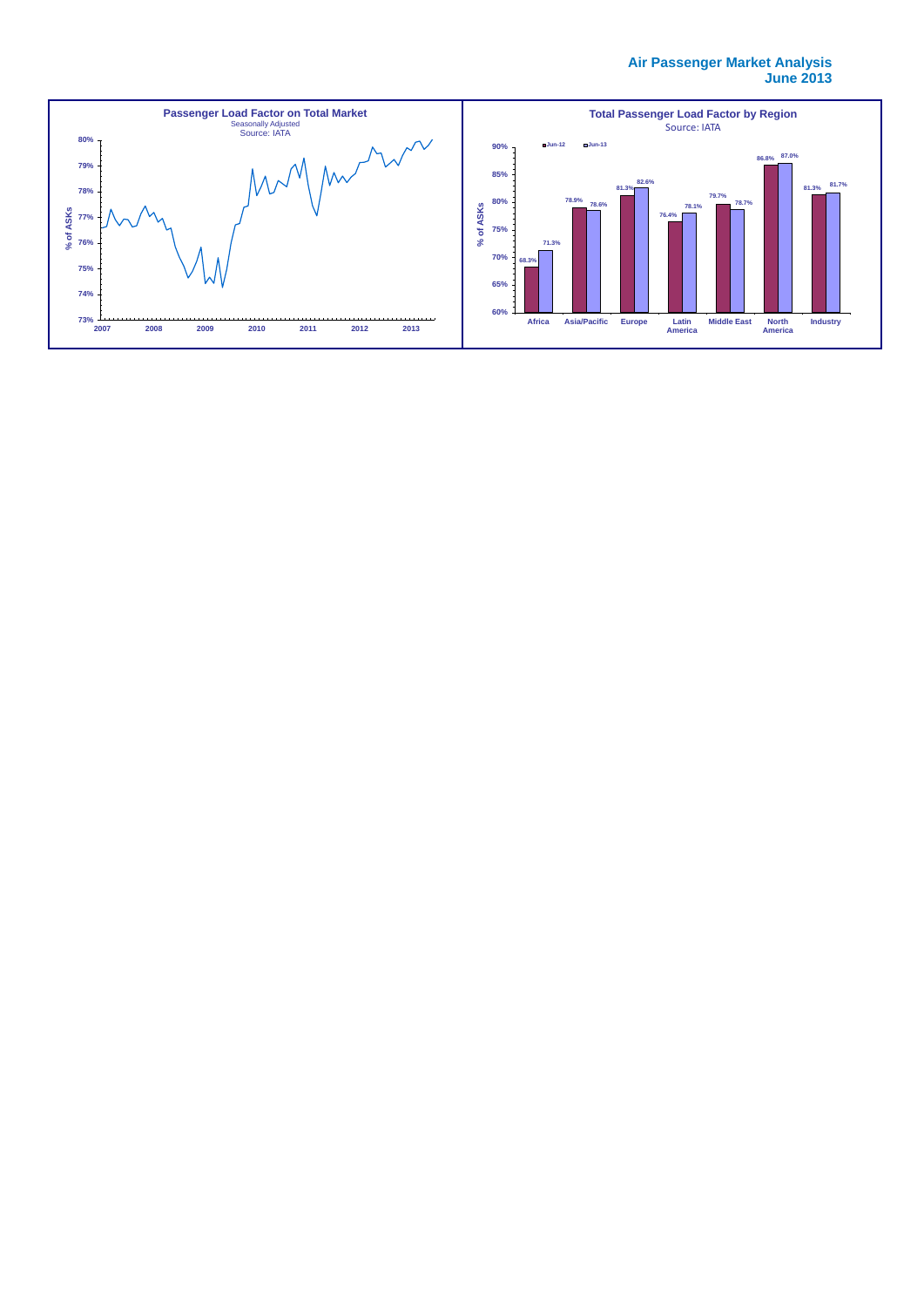**Passenger Load Factor on Total Market**

Seasonally Adjusted

Source: IATA

% of ASKs (73%–80%), 2007–2013

**Total Passenger Load Factor by Region**

Source: IATA

| Region | Jun-12 | Jun-13 |
|---|---|---|
| Africa | 68.3% | 71.3% |
| Asia/Pacific | 78.9% | 78.6% |
| Europe | 81.3% | 82.6% |
| Latin America | 76.4% | 78.1% |
| Middle East | 79.7% | 78.7% |
| North America | 86.8% | 87.0% |
| Industry | 81.3% | 81.7% |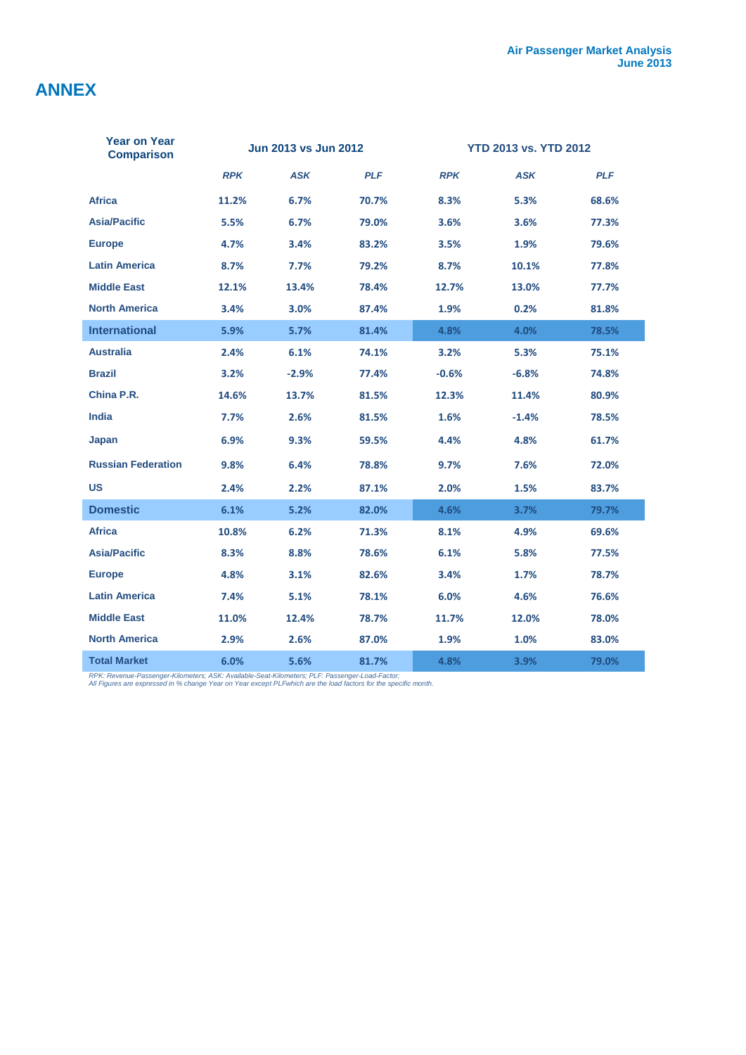# ANNEX

| Year on Year Comparison | Jun 2013 vs Jun 2012 | | | YTD 2013 vs. YTD 2012 | | |
|---|---|---|---|---|---|---|
| | *RPK* | *ASK* | *PLF* | *RPK* | *ASK* | *PLF* |
| **Africa** | 11.2% | 6.7% | 70.7% | 8.3% | 5.3% | 68.6% |
| **Asia/Pacific** | 5.5% | 6.7% | 79.0% | 3.6% | 3.6% | 77.3% |
| **Europe** | 4.7% | 3.4% | 83.2% | 3.5% | 1.9% | 79.6% |
| **Latin America** | 8.7% | 7.7% | 79.2% | 8.7% | 10.1% | 77.8% |
| **Middle East** | 12.1% | 13.4% | 78.4% | 12.7% | 13.0% | 77.7% |
| **North America** | 3.4% | 3.0% | 87.4% | 1.9% | 0.2% | 81.8% |
| **International** | 5.9% | 5.7% | 81.4% | 4.8% | 4.0% | 78.5% |
| **Australia** | 2.4% | 6.1% | 74.1% | 3.2% | 5.3% | 75.1% |
| **Brazil** | 3.2% | -2.9% | 77.4% | -0.6% | -6.8% | 74.8% |
| **China P.R.** | 14.6% | 13.7% | 81.5% | 12.3% | 11.4% | 80.9% |
| **India** | 7.7% | 2.6% | 81.5% | 1.6% | -1.4% | 78.5% |
| **Japan** | 6.9% | 9.3% | 59.5% | 4.4% | 4.8% | 61.7% |
| **Russian Federation** | 9.8% | 6.4% | 78.8% | 9.7% | 7.6% | 72.0% |
| **US** | 2.4% | 2.2% | 87.1% | 2.0% | 1.5% | 83.7% |
| **Domestic** | 6.1% | 5.2% | 82.0% | 4.6% | 3.7% | 79.7% |
| **Africa** | 10.8% | 6.2% | 71.3% | 8.1% | 4.9% | 69.6% |
| **Asia/Pacific** | 8.3% | 8.8% | 78.6% | 6.1% | 5.8% | 77.5% |
| **Europe** | 4.8% | 3.1% | 82.6% | 3.4% | 1.7% | 78.7% |
| **Latin America** | 7.4% | 5.1% | 78.1% | 6.0% | 4.6% | 76.6% |
| **Middle East** | 11.0% | 12.4% | 78.7% | 11.7% | 12.0% | 78.0% |
| **North America** | 2.9% | 2.6% | 87.0% | 1.9% | 1.0% | 83.0% |
| **Total Market** | 6.0% | 5.6% | 81.7% | 4.8% | 3.9% | 79.0% |

*RPK: Revenue-Passenger-Kilometers; ASK: Available-Seat-Kilometers; PLF: Passenger-Load-Factor;*
*All Figures are expressed in % change Year on Year except PLFwhich are the load factors for the specific month.*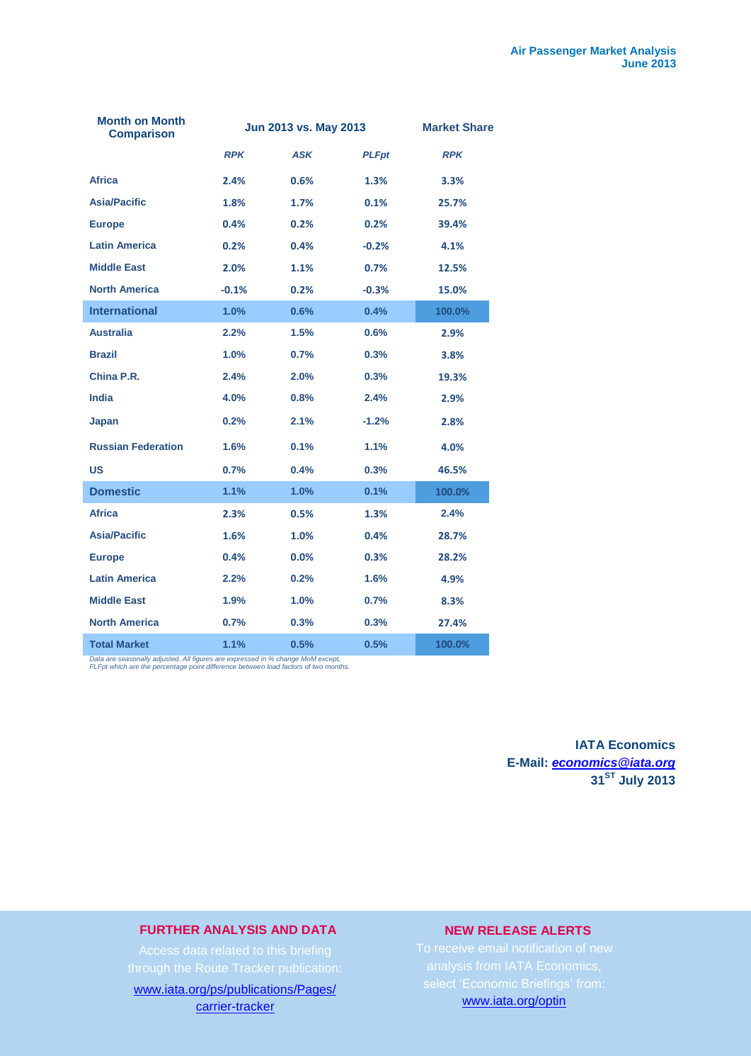| Month on Month Comparison | Jun 2013 vs. May 2013 | | | Market Share |
|---|---|---|---|---|
| | RPK | ASK | PLFpt | RPK |
| Africa | 2.4% | 0.6% | 1.3% | 3.3% |
| Asia/Pacific | 1.8% | 1.7% | 0.1% | 25.7% |
| Europe | 0.4% | 0.2% | 0.2% | 39.4% |
| Latin America | 0.2% | 0.4% | -0.2% | 4.1% |
| Middle East | 2.0% | 1.1% | 0.7% | 12.5% |
| North America | -0.1% | 0.2% | -0.3% | 15.0% |
| **International** | 1.0% | 0.6% | 0.4% | 100.0% |
| Australia | 2.2% | 1.5% | 0.6% | 2.9% |
| Brazil | 1.0% | 0.7% | 0.3% | 3.8% |
| China P.R. | 2.4% | 2.0% | 0.3% | 19.3% |
| India | 4.0% | 0.8% | 2.4% | 2.9% |
| Japan | 0.2% | 2.1% | -1.2% | 2.8% |
| Russian Federation | 1.6% | 0.1% | 1.1% | 4.0% |
| US | 0.7% | 0.4% | 0.3% | 46.5% |
| **Domestic** | 1.1% | 1.0% | 0.1% | 100.0% |
| Africa | 2.3% | 0.5% | 1.3% | 2.4% |
| Asia/Pacific | 1.6% | 1.0% | 0.4% | 28.7% |
| Europe | 0.4% | 0.0% | 0.3% | 28.2% |
| Latin America | 2.2% | 0.2% | 1.6% | 4.9% |
| Middle East | 1.9% | 1.0% | 0.7% | 8.3% |
| North America | 0.7% | 0.3% | 0.3% | 27.4% |
| **Total Market** | 1.1% | 0.5% | 0.5% | 100.0% |

*Data are seasonally adjusted. All figures are expressed in % change MoM except, FLFpt which are the percentage point difference between load factors of two months.*

**IATA Economics**
**E-Mail: *economics@iata.org***
**31ST July 2013**

**FURTHER ANALYSIS AND DATA**

Access data related to this briefing through the Route Tracker publication:

www.iata.org/ps/publications/Pages/carrier-tracker

**NEW RELEASE ALERTS**

To receive email notification of new analysis from IATA Economics, select 'Economic Briefings' from:

www.iata.org/optin